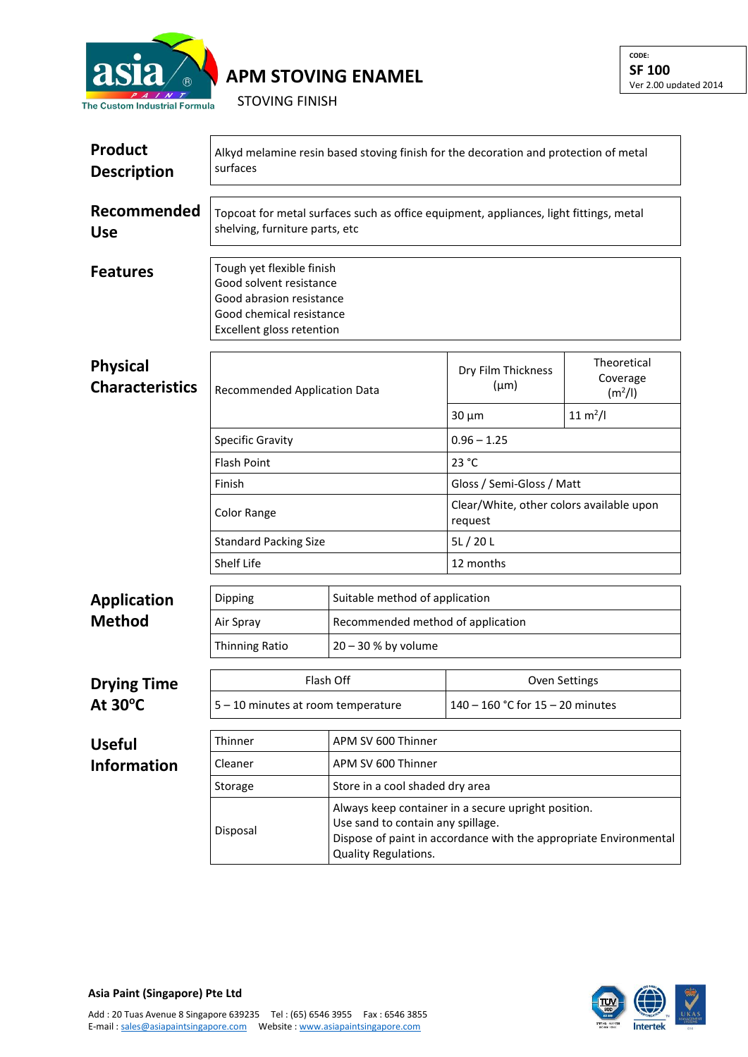asia PAINT
The Custom Industrial Formula

# APM STOVING ENAMEL

STOVING FINISH

CODE:
**SF 100**
Ver 2.00 updated 2014

## Product Description

Alkyd melamine resin based stoving finish for the decoration and protection of metal surfaces

## Recommended Use

Topcoat for metal surfaces such as office equipment, appliances, light fittings, metal shelving, furniture parts, etc

## Features

Tough yet flexible finish
Good solvent resistance
Good abrasion resistance
Good chemical resistance
Excellent gloss retention

## Physical Characteristics

| Recommended Application Data | Dry Film Thickness (µm) | Theoretical Coverage ($m^2$/l) |
|---|---|---|
| | 30 µm | 11 $m^2$/l |
| Specific Gravity | 0.96 – 1.25 | |
| Flash Point | 23 °C | |
| Finish | Gloss / Semi-Gloss / Matt | |
| Color Range | Clear/White, other colors available upon request | |
| Standard Packing Size | 5L / 20 L | |
| Shelf Life | 12 months | |

## Application Method

| Dipping | Suitable method of application |
|---|---|
| Air Spray | Recommended method of application |
| Thinning Ratio | 20 – 30 % by volume |

## Drying Time At 30°C

| Flash Off | Oven Settings |
|---|---|
| 5 – 10 minutes at room temperature | 140 – 160 °C for 15 – 20 minutes |

## Useful Information

| Thinner | APM SV 600 Thinner |
|---|---|
| Cleaner | APM SV 600 Thinner |
| Storage | Store in a cool shaded dry area |
| Disposal | Always keep container in a secure upright position.<br>Use sand to contain any spillage.<br>Dispose of paint in accordance with the appropriate Environmental Quality Regulations. |

**Asia Paint (Singapore) Pte Ltd**

Add : 20 Tuas Avenue 8 Singapore 639235 Tel : (65) 6546 3955 Fax : 6546 3855
E-mail : sales@asiapaintsingapore.com Website : www.asiapaintsingapore.com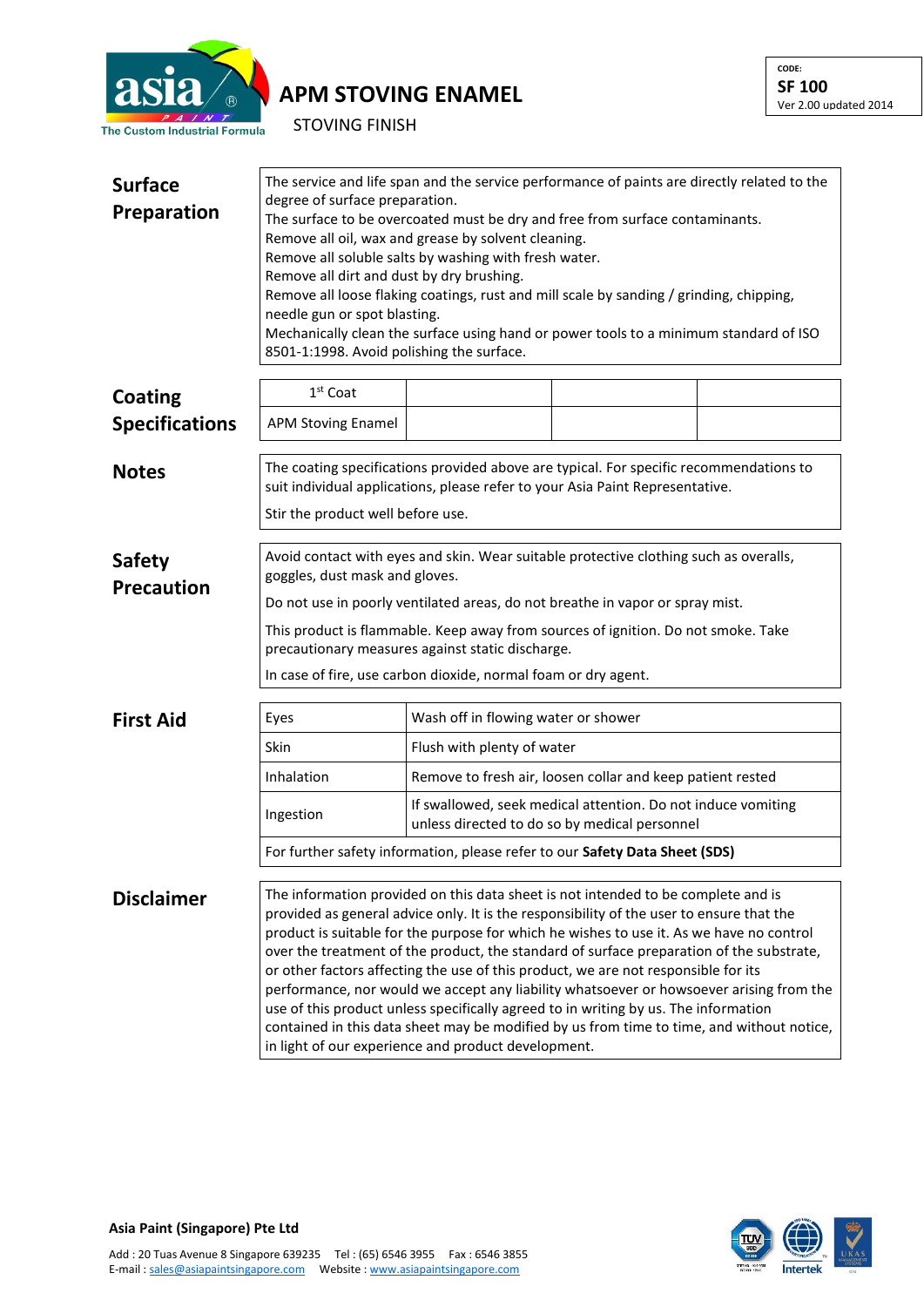# APM STOVING ENAMEL

STOVING FINISH

CODE:
**SF 100**
Ver 2.00 updated 2014

## Surface Preparation

The service and life span and the service performance of paints are directly related to the degree of surface preparation.
The surface to be overcoated must be dry and free from surface contaminants.
Remove all oil, wax and grease by solvent cleaning.
Remove all soluble salts by washing with fresh water.
Remove all dirt and dust by dry brushing.
Remove all loose flaking coatings, rust and mill scale by sanding / grinding, chipping, needle gun or spot blasting.
Mechanically clean the surface using hand or power tools to a minimum standard of ISO 8501-1:1998. Avoid polishing the surface.

## Coating Specifications

| 1st Coat | | | |
|---|---|---|---|
| APM Stoving Enamel | | | |

## Notes

The coating specifications provided above are typical. For specific recommendations to suit individual applications, please refer to your Asia Paint Representative.

Stir the product well before use.

## Safety Precaution

Avoid contact with eyes and skin. Wear suitable protective clothing such as overalls, goggles, dust mask and gloves.

Do not use in poorly ventilated areas, do not breathe in vapor or spray mist.

This product is flammable. Keep away from sources of ignition. Do not smoke. Take precautionary measures against static discharge.

In case of fire, use carbon dioxide, normal foam or dry agent.

## First Aid

| | |
|---|---|
| Eyes | Wash off in flowing water or shower |
| Skin | Flush with plenty of water |
| Inhalation | Remove to fresh air, loosen collar and keep patient rested |
| Ingestion | If swallowed, seek medical attention. Do not induce vomiting unless directed to do so by medical personnel |
| For further safety information, please refer to our **Safety Data Sheet (SDS)** | |

## Disclaimer

The information provided on this data sheet is not intended to be complete and is provided as general advice only. It is the responsibility of the user to ensure that the product is suitable for the purpose for which he wishes to use it. As we have no control over the treatment of the product, the standard of surface preparation of the substrate, or other factors affecting the use of this product, we are not responsible for its performance, nor would we accept any liability whatsoever or howsoever arising from the use of this product unless specifically agreed to in writing by us. The information contained in this data sheet may be modified by us from time to time, and without notice, in light of our experience and product development.

**Asia Paint (Singapore) Pte Ltd**

Add : 20 Tuas Avenue 8 Singapore 639235 Tel : (65) 6546 3955 Fax : 6546 3855
E-mail : sales@asiapaintsingapore.com Website : www.asiapaintsingapore.com